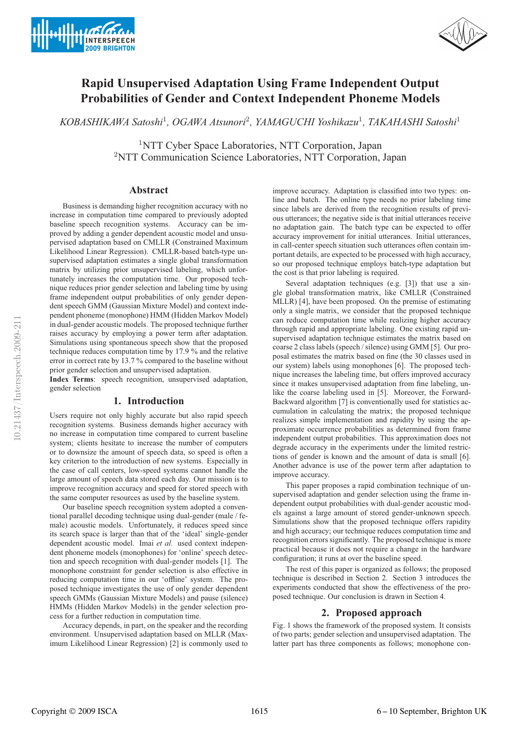# Rapid Unsupervised Adaptation Using Frame Independent Output Probabilities of Gender and Context Independent Phoneme Models

*KOBASHIKAWA Satoshi*[1], *OGAWA Atsunori*[2], *YAMAGUCHI Yoshikazu*[1], *TAKAHASHI Satoshi*[1]

[1]NTT Cyber Space Laboratories, NTT Corporation, Japan
[2]NTT Communication Science Laboratories, NTT Corporation, Japan

## Abstract

Business is demanding higher recognition accuracy with no increase in computation time compared to previously adopted baseline speech recognition systems. Accuracy can be improved by adding a gender dependent acoustic model and unsupervised adaptation based on CMLLR (Constrained Maximum Likelihood Linear Regression). CMLLR-based batch-type unsupervised adaptation estimates a single global transformation matrix by utilizing prior unsupervised labeling, which unfortunately increases the computation time. Our proposed technique reduces prior gender selection and labeling time by using frame independent output probabilities of only gender dependent speech GMM (Gaussian Mixture Model) and context independent phoneme (monophone) HMM (Hidden Markov Model) in dual-gender acoustic models. The proposed technique further raises accuracy by employing a power term after adaptation. Simulations using spontaneous speech show that the proposed technique reduces computation time by 17.9 % and the relative error in correct rate by 13.7 % compared to the baseline without prior gender selection and unsupervised adaptation.

**Index Terms**: speech recognition, unsupervised adaptation, gender selection

## 1. Introduction

Users require not only highly accurate but also rapid speech recognition systems. Business demands higher accuracy with no increase in computation time compared to current baseline system; clients hesitate to increase the number of computers or to downsize the amount of speech data, so speed is often a key criterion to the introduction of new systems. Especially in the case of call centers, low-speed systems cannot handle the large amount of speech data stored each day. Our mission is to improve recognition accuracy and speed for stored speech with the same computer resources as used by the baseline system.

Our baseline speech recognition system adopted a conventional parallel decoding technique using dual-gender (male / female) acoustic models. Unfortunately, it reduces speed since its search space is larger than that of the 'ideal' single-gender dependent acoustic model. Imai *et al.* used context independent phoneme models (monophones) for 'online' speech detection and speech recognition with dual-gender models [1]. The monophone constraint for gender selection is also effective in reducing computation time in our 'offline' system. The proposed technique investigates the use of only gender dependent speech GMMs (Gaussian Mixture Models) and pause (silence) HMMs (Hidden Markov Models) in the gender selection process for a further reduction in computation time.

Accuracy depends, in part, on the speaker and the recording environment. Unsupervised adaptation based on MLLR (Maximum Likelihood Linear Regression) [2] is commonly used to improve accuracy. Adaptation is classified into two types: online and batch. The online type needs no prior labeling time since labels are derived from the recognition results of previous utterances; the negative side is that initial utterances receive no adaptation gain. The batch type can be expected to offer accuracy improvement for initial utterances. Initial utterances, in call-center speech situation such utterances often contain important details, are expected to be processed with high accuracy, so our proposed technique employs batch-type adaptation but the cost is that prior labeling is required.

Several adaptation techniques (e.g. [3]) that use a single global transformation matrix, like CMLLR (Constrained MLLR) [4], have been proposed. On the premise of estimating only a single matrix, we consider that the proposed technique can reduce computation time while realizing higher accuracy through rapid and appropriate labeling. One existing rapid unsupervised adaptation technique estimates the matrix based on coarse 2 class labels (speech / silence) using GMM [5]. Our proposal estimates the matrix based on fine (the 30 classes used in our system) labels using monophones [6]. The proposed technique increases the labeling time, but offers improved accuracy since it makes unsupervised adaptation from fine labeling, unlike the coarse labeling used in [5]. Moreover, the Forward-Backward algorithm [7] is conventionally used for statistics accumulation in calculating the matrix; the proposed technique realizes simple implementation and rapidity by using the approximate occurrence probabilities as determined from frame independent output probabilities. This approximation does not degrade accuracy in the experiments under the limited restrictions of gender is known and the amount of data is small [6]. Another advance is use of the power term after adaptation to improve accuracy.

This paper proposes a rapid combination technique of unsupervised adaptation and gender selection using the frame independent output probabilities with dual-gender acoustic models against a large amount of stored gender-unknown speech. Simulations show that the proposed technique offers rapidity and high accuracy; our technique reduces computation time and recognition errors significantly. The proposed technique is more practical because it does not require a change in the hardware configuration; it runs at over the baseline speed.

The rest of this paper is organized as follows; the proposed technique is described in Section 2. Section 3 introduces the experiments conducted that show the effectiveness of the proposed technique. Our conclusion is drawn in Section 4.

## 2. Proposed approach

Fig. 1 shows the framework of the proposed system. It consists of two parts; gender selection and unsupervised adaptation. The latter part has three components as follows; monophone con-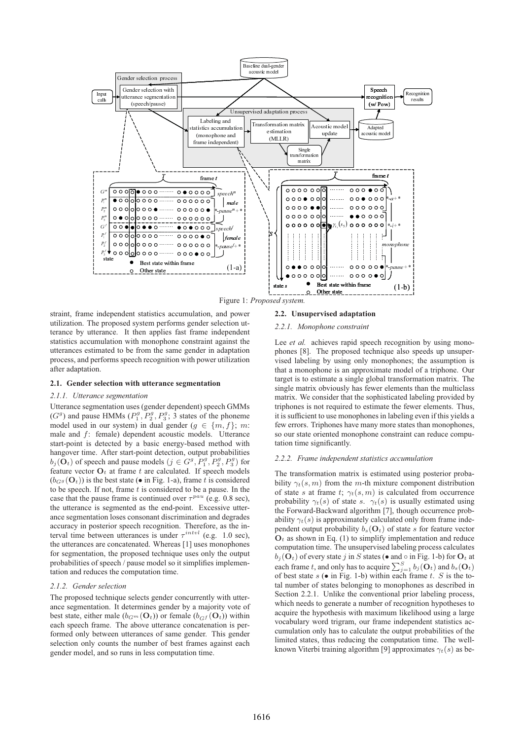Figure 1: *Proposed system.*

straint, frame independent statistics accumulation, and power utilization. The proposed system performs gender selection utterance by utterance. It then applies fast frame independent statistics accumulation with monophone constraint against the utterances estimated to be from the same gender in adaptation process, and performs speech recognition with power utilization after adaptation.

### 2.1. Gender selection with utterance segmentation

#### 2.1.1. Utterance segmentation

Utterance segmentation uses (gender dependent) speech GMMs ($G^g$) and pause HMMs ($P_1^g, P_2^g, P_3^g$; 3 states of the phoneme model used in our system) in dual gender ($g \in \{m, f\}$; $m$: male and $f$: female) dependent acoustic models. Utterance start-point is detected by a basic energy-based method with hangover time. After start-point detection, output probabilities $b_j(\mathbf{O}_t)$ of speech and pause models ($j \in G^g, P_1^g, P_2^g, P_3^g$) for feature vector $\mathbf{O}_t$ at frame $t$ are calculated. If speech models ($b_{G^g}(\mathbf{O}_t)$) is the best state (● in Fig. 1-a), frame $t$ is considered to be speech. If not, frame $t$ is considered to be a pause. In the case that the pause frame is continued over $\tau^{pau}$ (e.g. 0.8 sec), the utterance is segmented as the end-point. Excessive utterance segmentation loses consonant discrimination and degrades accuracy in posterior speech recognition. Therefore, as the interval time between utterances is under $\tau^{intvl}$ (e.g. 1.0 sec), the utterances are concatenated. Whereas [1] uses monophones for segmentation, the proposed technique uses only the output probabilities of speech / pause model so it simplifies implementation and reduces the computation time.

#### 2.1.2. Gender selection

The proposed technique selects gender concurrently with utterance segmentation. It determines gender by a majority vote of best state, either male ($b_{G^m}(\mathbf{O}_t)$) or female ($b_{G^f}(\mathbf{O}_t)$) within each speech frame. The above utterance concatenation is performed only between utterances of same gender. This gender selection only counts the number of best frames against each gender model, and so runs in less computation time.

### 2.2. Unsupervised adaptation

#### 2.2.1. Monophone constraint

Lee *et al.* achieves rapid speech recognition by using monophones [8]. The proposed technique also speeds up unsupervised labeling by using only monophones; the assumption is that a monophone is an approximate model of a triphone. Our target is to estimate a single global transformation matrix. The single matrix obviously has fewer elements than the multiclass matrix. We consider that the sophisticated labeling provided by triphones is not required to estimate the fewer elements. Thus, it is sufficient to use monophones in labeling even if this yields a few errors. Triphones have many more states than monophones, so our state oriented monophone constraint can reduce computation time significantly.

#### 2.2.2. Frame independent statistics accumulation

The transformation matrix is estimated using posterior probability $\gamma_t(s, m)$ from the $m$-th mixture component distribution of state $s$ at frame $t$; $\gamma_t(s, m)$ is calculated from occurrence probability $\gamma_t(s)$ of state $s$. $\gamma_t(s)$ is usually estimated using the Forward-Backward algorithm [7], though occurrence probability $\gamma_t(s)$ is approximately calculated only from frame independent output probability $b_s(\mathbf{O}_t)$ of state $s$ for feature vector $\mathbf{O}_t$ as shown in Eq. (1) to simplify implementation and reduce computation time. The unsupervised labeling process calculates $b_j(\mathbf{O}_t)$ of every state $j$ in $S$ states (● and ○ in Fig. 1-b) for $\mathbf{O}_t$ at each frame $t$, and only has to acquire $\sum_{j=1}^{S} b_j(\mathbf{O}_t)$ and $b_s(\mathbf{O}_t)$ of best state $s$ (● in Fig. 1-b) within each frame $t$. $S$ is the total number of states belonging to monophones as described in Section 2.2.1. Unlike the conventional prior labeling process, which needs to generate a number of recognition hypotheses to acquire the hypothesis with maximum likelihood using a large vocabulary word trigram, our frame independent statistics accumulation only has to calculate the output probabilities of the limited states, thus reducing the computation time. The well-known Viterbi training algorithm [9] approximates $\gamma_t(s)$ as be-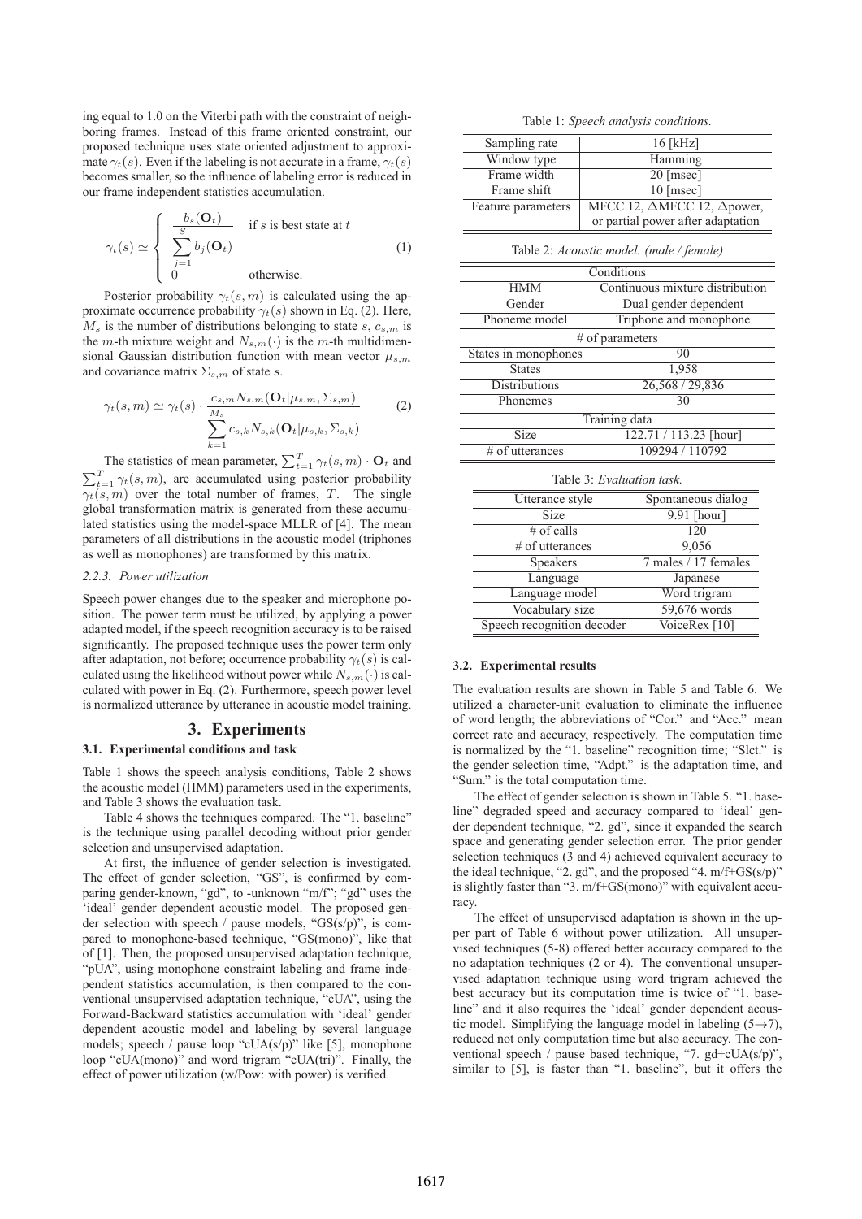ing equal to 1.0 on the Viterbi path with the constraint of neighboring frames. Instead of this frame oriented constraint, our proposed technique uses state oriented adjustment to approximate $\gamma_t(s)$. Even if the labeling is not accurate in a frame, $\gamma_t(s)$ becomes smaller, so the influence of labeling error is reduced in our frame independent statistics accumulation.

$$\gamma_t(s) \simeq \begin{cases} \dfrac{b_s(\mathbf{O}_t)}{\sum_{j=1}^{S} b_j(\mathbf{O}_t)} & \text{if } s \text{ is best state at } t \\ 0 & \text{otherwise.} \end{cases} \quad (1)$$

Posterior probability $\gamma_t(s, m)$ is calculated using the approximate occurrence probability $\gamma_t(s)$ shown in Eq. (2). Here, $M_s$ is the number of distributions belonging to state $s$, $c_{s,m}$ is the $m$-th mixture weight and $N_{s,m}(\cdot)$ is the $m$-th multidimensional Gaussian distribution function with mean vector $\mu_{s,m}$ and covariance matrix $\Sigma_{s,m}$ of state $s$.

$$\gamma_t(s,m) \simeq \gamma_t(s) \cdot \frac{c_{s,m} N_{s,m}(\mathbf{O}_t|\mu_{s,m}, \Sigma_{s,m})}{\sum_{k=1}^{M_s} c_{s,k} N_{s,k}(\mathbf{O}_t|\mu_{s,k}, \Sigma_{s,k})} \quad (2)$$

The statistics of mean parameter, $\sum_{t=1}^{T} \gamma_t(s, m) \cdot \mathbf{O}_t$ and $\sum_{t=1}^{T} \gamma_t(s, m)$, are accumulated using posterior probability $\gamma_t(s, m)$ over the total number of frames, $T$. The single global transformation matrix is generated from these accumulated statistics using the model-space MLLR of [4]. The mean parameters of all distributions in the acoustic model (triphones as well as monophones) are transformed by this matrix.

#### 2.2.3. Power utilization

Speech power changes due to the speaker and microphone position. The power term must be utilized, by applying a power adapted model, if the speech recognition accuracy is to be raised significantly. The proposed technique uses the power term only after adaptation, not before; occurrence probability $\gamma_t(s)$ is calculated using the likelihood without power while $N_{s,m}(\cdot)$ is calculated with power in Eq. (2). Furthermore, speech power level is normalized utterance by utterance in acoustic model training.

## 3. Experiments

### 3.1. Experimental conditions and task

Table 1 shows the speech analysis conditions, Table 2 shows the acoustic model (HMM) parameters used in the experiments, and Table 3 shows the evaluation task.

Table 4 shows the techniques compared. The "1. baseline" is the technique using parallel decoding without prior gender selection and unsupervised adaptation.

At first, the influence of gender selection is investigated. The effect of gender selection, "GS", is confirmed by comparing gender-known, "gd", to -unknown "m/f"; "gd" uses the 'ideal' gender dependent acoustic model. The proposed gender selection with speech / pause models, "GS(s/p)", is compared to monophone-based technique, "GS(mono)", like that of [1]. Then, the proposed unsupervised adaptation technique, "pUA", using monophone constraint labeling and frame independent statistics accumulation, is then compared to the conventional unsupervised adaptation technique, "cUA", using the Forward-Backward statistics accumulation with 'ideal' gender dependent acoustic model and labeling by several language models; speech / pause loop "cUA(s/p)" like [5], monophone loop "cUA(mono)" and word trigram "cUA(tri)". Finally, the effect of power utilization (w/Pow: with power) is verified.

Table 1: *Speech analysis conditions.*

| | |
|---|---|
| Sampling rate | 16 [kHz] |
| Window type | Hamming |
| Frame width | 20 [msec] |
| Frame shift | 10 [msec] |
| Feature parameters | MFCC 12, ΔMFCC 12, Δpower, or partial power after adaptation |

Table 2: *Acoustic model. (male / female)*

| Conditions | |
|---|---|
| HMM | Continuous mixture distribution |
| Gender | Dual gender dependent |
| Phoneme model | Triphone and monophone |
| **# of parameters** | |
| States in monophones | 90 |
| States | 1,958 |
| Distributions | 26,568 / 29,836 |
| Phonemes | 30 |
| **Training data** | |
| Size | 122.71 / 113.23 [hour] |
| # of utterances | 109294 / 110792 |

Table 3: *Evaluation task.*

| | |
|---|---|
| Utterance style | Spontaneous dialog |
| Size | 9.91 [hour] |
| # of calls | 120 |
| # of utterances | 9,056 |
| Speakers | 7 males / 17 females |
| Language | Japanese |
| Language model | Word trigram |
| Vocabulary size | 59,676 words |
| Speech recognition decoder | VoiceRex [10] |

### 3.2. Experimental results

The evaluation results are shown in Table 5 and Table 6. We utilized a character-unit evaluation to eliminate the influence of word length; the abbreviations of "Cor." and "Acc." mean correct rate and accuracy, respectively. The computation time is normalized by the "1. baseline" recognition time; "Slct." is the gender selection time, "Adpt." is the adaptation time, and "Sum." is the total computation time.

The effect of gender selection is shown in Table 5. "1. baseline" degraded speed and accuracy compared to 'ideal' gender dependent technique, "2. gd", since it expanded the search space and generating gender selection error. The prior gender selection techniques (3 and 4) achieved equivalent accuracy to the ideal technique, "2. gd", and the proposed "4. m/f+GS(s/p)" is slightly faster than "3. m/f+GS(mono)" with equivalent accuracy.

The effect of unsupervised adaptation is shown in the upper part of Table 6 without power utilization. All unsupervised techniques (5-8) offered better accuracy compared to the no adaptation techniques (2 or 4). The conventional unsupervised adaptation technique using word trigram achieved the best accuracy but its computation time is twice of "1. baseline" and it also requires the 'ideal' gender dependent acoustic model. Simplifying the language model in labeling (5→7), reduced not only computation time but also accuracy. The conventional speech / pause based technique, "7. gd+cUA(s/p)", similar to [5], is faster than "1. baseline", but it offers the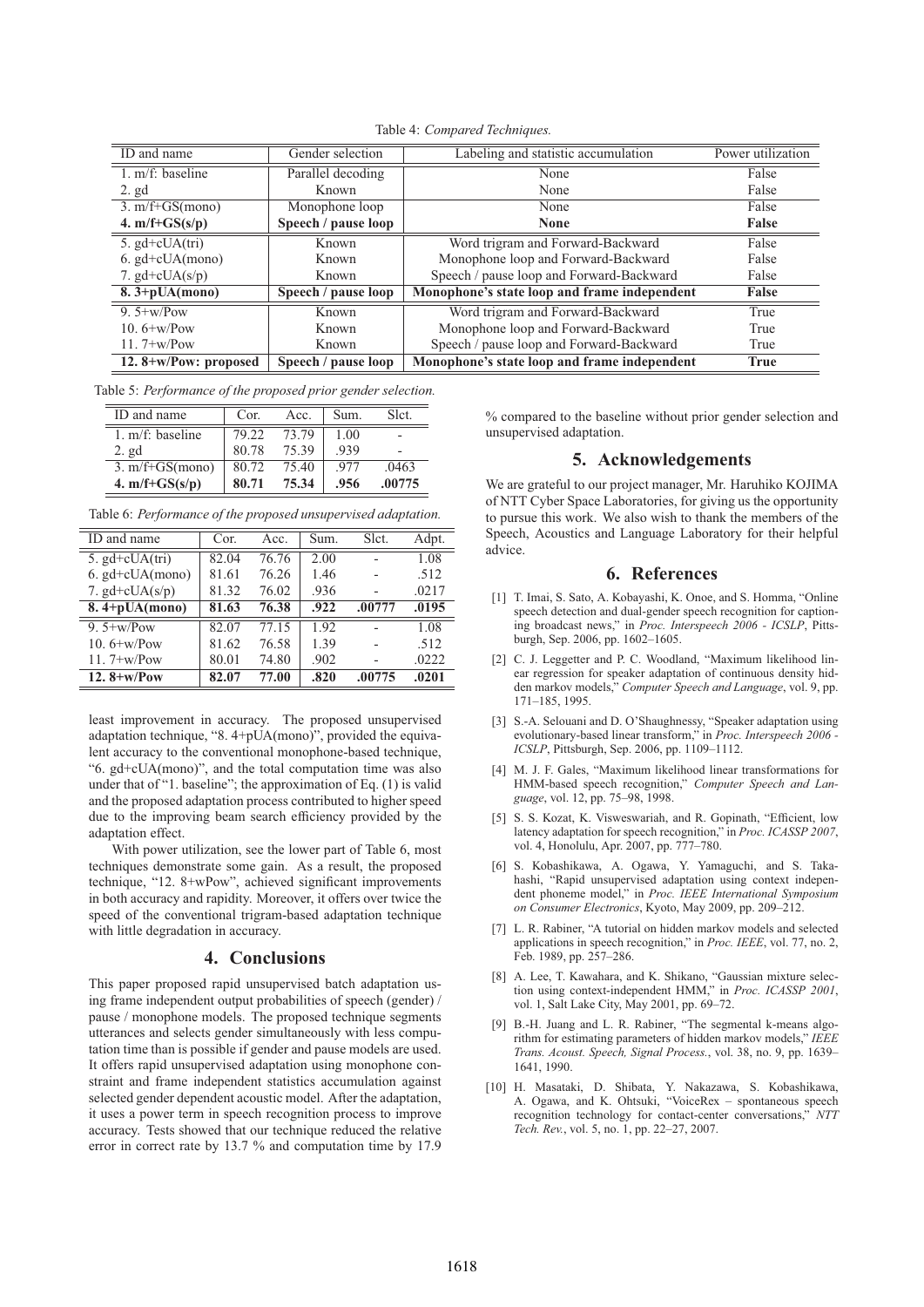Table 4: *Compared Techniques.*

| ID and name | Gender selection | Labeling and statistic accumulation | Power utilization |
|---|---|---|---|
| 1. m/f: baseline | Parallel decoding | None | False |
| 2. gd | Known | None | False |
| 3. m/f+GS(mono) | Monophone loop | None | False |
| **4. m/f+GS(s/p)** | **Speech / pause loop** | **None** | **False** |
| 5. gd+cUA(tri) | Known | Word trigram and Forward-Backward | False |
| 6. gd+cUA(mono) | Known | Monophone loop and Forward-Backward | False |
| 7. gd+cUA(s/p) | Known | Speech / pause loop and Forward-Backward | False |
| **8. 3+pUA(mono)** | **Speech / pause loop** | **Monophone's state loop and frame independent** | **False** |
| 9. 5+w/Pow | Known | Word trigram and Forward-Backward | True |
| 10. 6+w/Pow | Known | Monophone loop and Forward-Backward | True |
| 11. 7+w/Pow | Known | Speech / pause loop and Forward-Backward | True |
| **12. 8+w/Pow: proposed** | **Speech / pause loop** | **Monophone's state loop and frame independent** | **True** |

Table 5: *Performance of the proposed prior gender selection.*

| ID and name | Cor. | Acc. | Sum. | Slct. |
|---|---|---|---|---|
| 1. m/f: baseline | 79.22 | 73.79 | 1.00 | - |
| 2. gd | 80.78 | 75.39 | .939 | - |
| 3. m/f+GS(mono) | 80.72 | 75.40 | .977 | .0463 |
| **4. m/f+GS(s/p)** | **80.71** | **75.34** | **.956** | **.00775** |

Table 6: *Performance of the proposed unsupervised adaptation.*

| ID and name | Cor. | Acc. | Sum. | Slct. | Adpt. |
|---|---|---|---|---|---|
| 5. gd+cUA(tri) | 82.04 | 76.76 | 2.00 | - | 1.08 |
| 6. gd+cUA(mono) | 81.61 | 76.26 | 1.46 | - | .512 |
| 7. gd+cUA(s/p) | 81.32 | 76.02 | .936 | - | .0217 |
| **8. 4+pUA(mono)** | **81.63** | **76.38** | **.922** | **.00777** | **.0195** |
| 9. 5+w/Pow | 82.07 | 77.15 | 1.92 | - | 1.08 |
| 10. 6+w/Pow | 81.62 | 76.58 | 1.39 | - | .512 |
| 11. 7+w/Pow | 80.01 | 74.80 | .902 | - | .0222 |
| **12. 8+w/Pow** | **82.07** | **77.00** | **.820** | **.00775** | **.0201** |

least improvement in accuracy. The proposed unsupervised adaptation technique, "8. 4+pUA(mono)", provided the equivalent accuracy to the conventional monophone-based technique, "6. gd+cUA(mono)", and the total computation time was also under that of "1. baseline"; the approximation of Eq. (1) is valid and the proposed adaptation process contributed to higher speed due to the improving beam search efficiency provided by the adaptation effect.

With power utilization, see the lower part of Table 6, most techniques demonstrate some gain. As a result, the proposed technique, "12. 8+wPow", achieved significant improvements in both accuracy and rapidity. Moreover, it offers over twice the speed of the conventional trigram-based adaptation technique with little degradation in accuracy.

## 4. Conclusions

This paper proposed rapid unsupervised batch adaptation using frame independent output probabilities of speech (gender) / pause / monophone models. The proposed technique segments utterances and selects gender simultaneously with less computation time than is possible if gender and pause models are used. It offers rapid unsupervised adaptation using monophone constraint and frame independent statistics accumulation against selected gender dependent acoustic model. After the adaptation, it uses a power term in speech recognition process to improve accuracy. Tests showed that our technique reduced the relative error in correct rate by 13.7 % and computation time by 17.9 % compared to the baseline without prior gender selection and unsupervised adaptation.

## 5. Acknowledgements

We are grateful to our project manager, Mr. Haruhiko KOJIMA of NTT Cyber Space Laboratories, for giving us the opportunity to pursue this work. We also wish to thank the members of the Speech, Acoustics and Language Laboratory for their helpful advice.

## 6. References

[1] T. Imai, S. Sato, A. Kobayashi, K. Onoe, and S. Homma, "Online speech detection and dual-gender speech recognition for captioning broadcast news," in *Proc. Interspeech 2006 - ICSLP*, Pittsburgh, Sep. 2006, pp. 1602–1605.

[2] C. J. Leggetter and P. C. Woodland, "Maximum likelihood linear regression for speaker adaptation of continuous density hidden markov models," *Computer Speech and Language*, vol. 9, pp. 171–185, 1995.

[3] S.-A. Selouani and D. O'Shaughnessy, "Speaker adaptation using evolutionary-based linear transform," in *Proc. Interspeech 2006 - ICSLP*, Pittsburgh, Sep. 2006, pp. 1109–1112.

[4] M. J. F. Gales, "Maximum likelihood linear transformations for HMM-based speech recognition," *Computer Speech and Language*, vol. 12, pp. 75–98, 1998.

[5] S. S. Kozat, K. Visweswariah, and R. Gopinath, "Efficient, low latency adaptation for speech recognition," in *Proc. ICASSP 2007*, vol. 4, Honolulu, Apr. 2007, pp. 777–780.

[6] S. Kobashikawa, A. Ogawa, Y. Yamaguchi, and S. Takahashi, "Rapid unsupervised adaptation using context independent phoneme model," in *Proc. IEEE International Symposium on Consumer Electronics*, Kyoto, May 2009, pp. 209–212.

[7] L. R. Rabiner, "A tutorial on hidden markov models and selected applications in speech recognition," in *Proc. IEEE*, vol. 77, no. 2, Feb. 1989, pp. 257–286.

[8] A. Lee, T. Kawahara, and K. Shikano, "Gaussian mixture selection using context-independent HMM," in *Proc. ICASSP 2001*, vol. 1, Salt Lake City, May 2001, pp. 69–72.

[9] B.-H. Juang and L. R. Rabiner, "The segmental k-means algorithm for estimating parameters of hidden markov models," *IEEE Trans. Acoust. Speech, Signal Process.*, vol. 38, no. 9, pp. 1639–1641, 1990.

[10] H. Masataki, D. Shibata, Y. Nakazawa, S. Kobashikawa, A. Ogawa, and K. Ohtsuki, "VoiceRex – spontaneous speech recognition technology for contact-center conversations," *NTT Tech. Rev.*, vol. 5, no. 1, pp. 22–27, 2007.